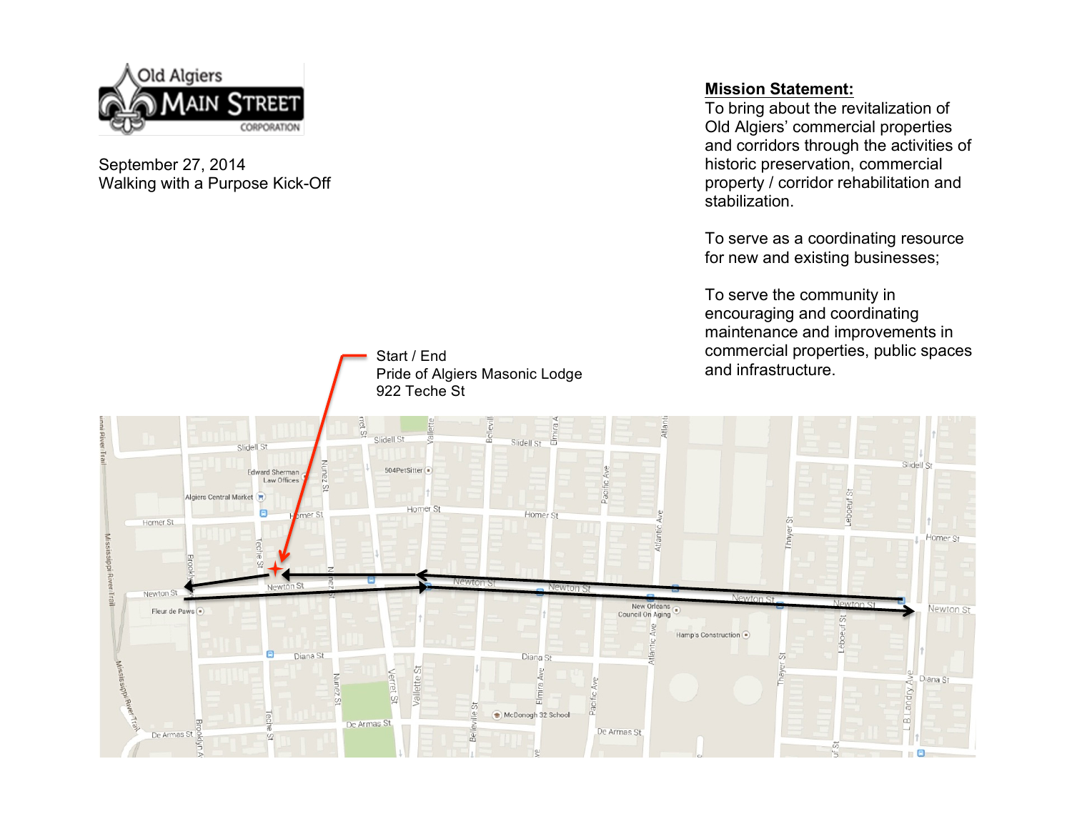Old Algiers Main Street Corporation

September 27, 2014
Walking with a Purpose Kick-Off

**Mission Statement:**
To bring about the revitalization of Old Algiers' commercial properties and corridors through the activities of historic preservation, commercial property / corridor rehabilitation and stabilization.

To serve as a coordinating resource for new and existing businesses;

To serve the community in encouraging and coordinating maintenance and improvements in commercial properties, public spaces and infrastructure.

Start / End
Pride of Algiers Masonic Lodge
922 Teche St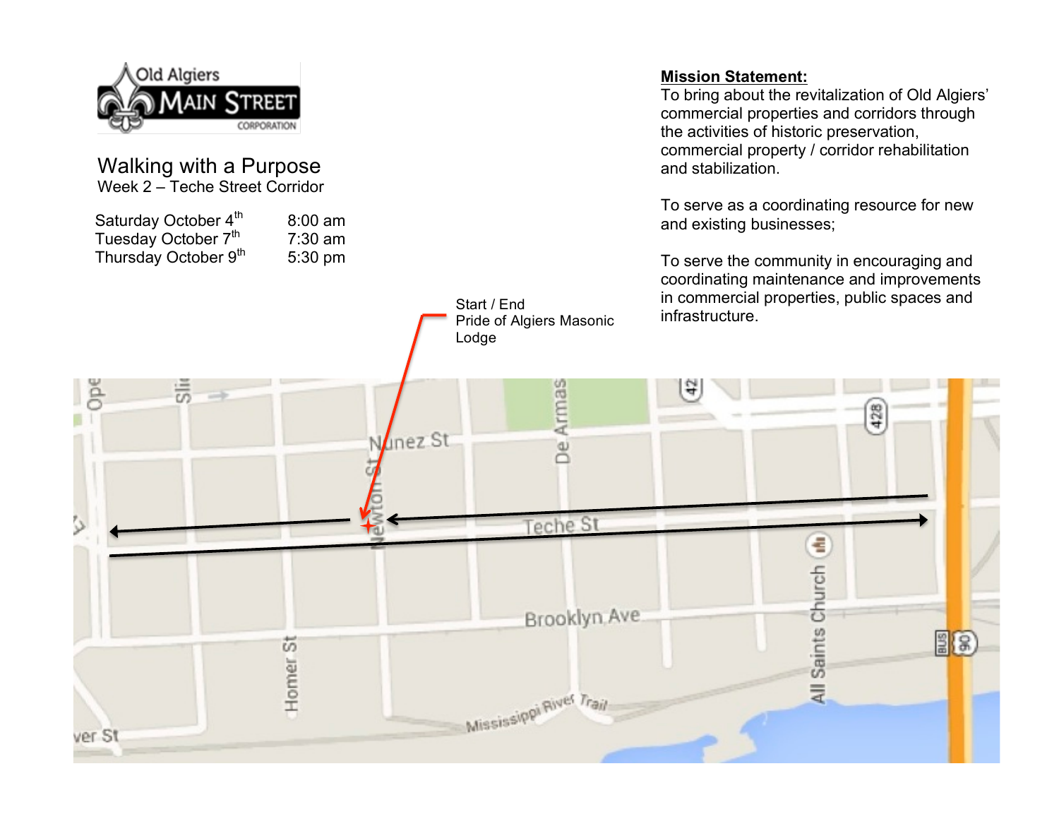Old Algiers Main Street Corporation

# Walking with a Purpose

Week 2 – Teche Street Corridor

| | |
|---|---|
| Saturday October 4th | 8:00 am |
| Tuesday October 7th | 7:30 am |
| Thursday October 9th | 5:30 pm |

**Mission Statement:**

To bring about the revitalization of Old Algiers' commercial properties and corridors through the activities of historic preservation, commercial property / corridor rehabilitation and stabilization.

To serve as a coordinating resource for new and existing businesses;

To serve the community in encouraging and coordinating maintenance and improvements in commercial properties, public spaces and infrastructure.

Start / End
Pride of Algiers Masonic Lodge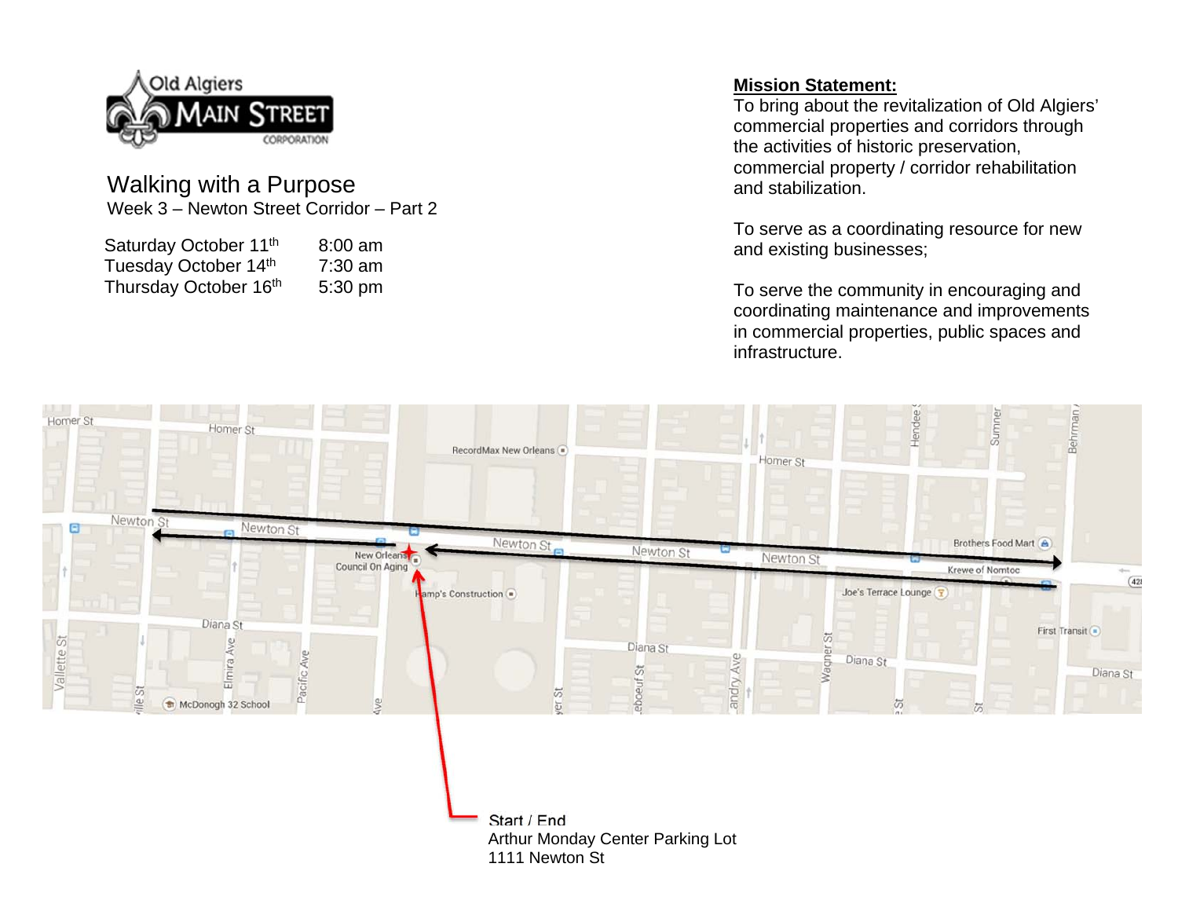Old Algiers MAIN STREET CORPORATION

## Walking with a Purpose

Week 3 – Newton Street Corridor – Part 2

| | |
|---|---|
| Saturday October 11th | 8:00 am |
| Tuesday October 14th | 7:30 am |
| Thursday October 16th | 5:30 pm |

**Mission Statement:**

To bring about the revitalization of Old Algiers' commercial properties and corridors through the activities of historic preservation, commercial property / corridor rehabilitation and stabilization.

To serve as a coordinating resource for new and existing businesses;

To serve the community in encouraging and coordinating maintenance and improvements in commercial properties, public spaces and infrastructure.

Start / End
Arthur Monday Center Parking Lot
1111 Newton St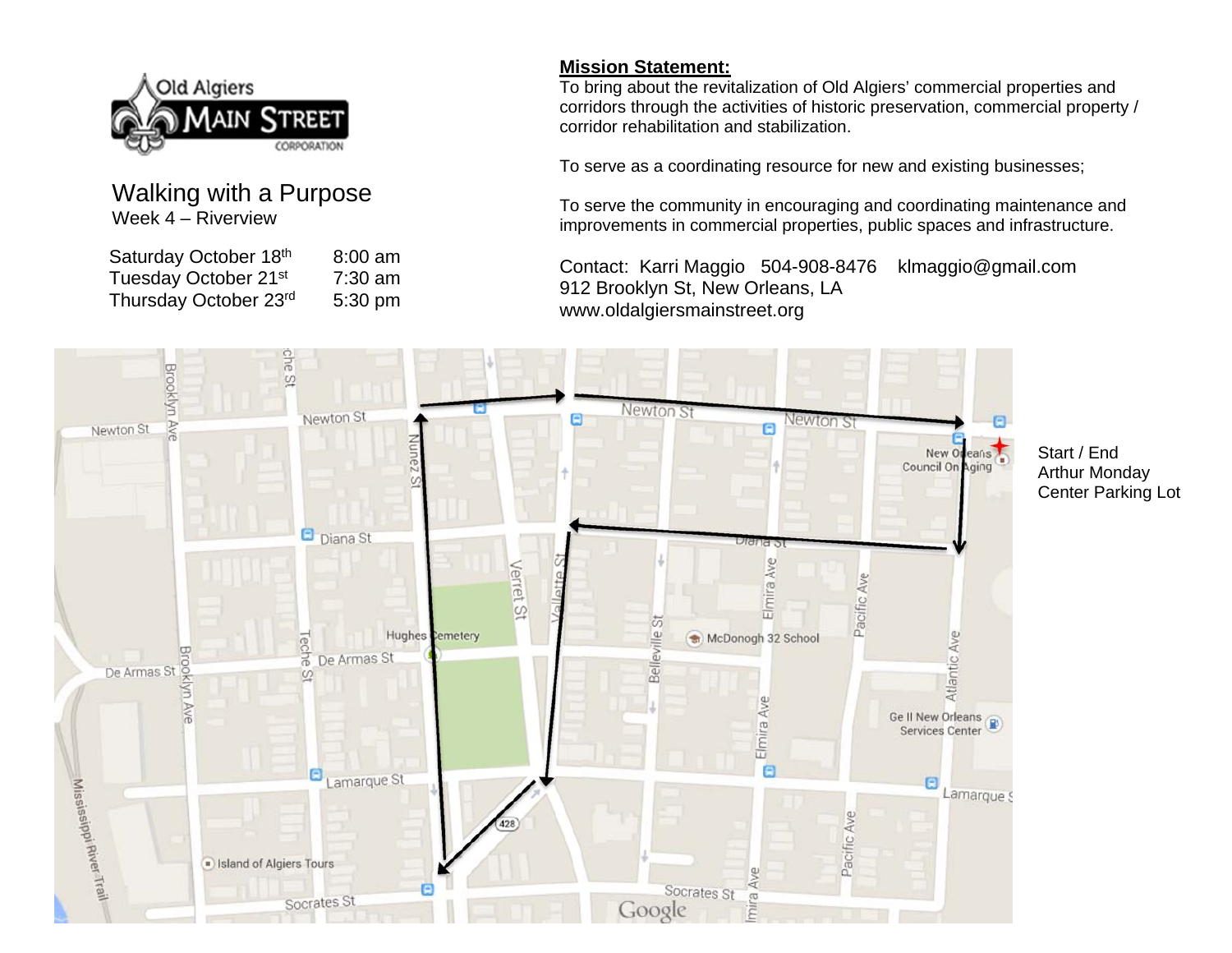Old Algiers MAIN STREET CORPORATION

# Walking with a Purpose

Week 4 – Riverview

| | |
|---|---|
| Saturday October 18th | 8:00 am |
| Tuesday October 21st | 7:30 am |
| Thursday October 23rd | 5:30 pm |

**Mission Statement:**

To bring about the revitalization of Old Algiers' commercial properties and corridors through the activities of historic preservation, commercial property / corridor rehabilitation and stabilization.

To serve as a coordinating resource for new and existing businesses;

To serve the community in encouraging and coordinating maintenance and improvements in commercial properties, public spaces and infrastructure.

Contact: Karri Maggio 504-908-8476 klmaggio@gmail.com
912 Brooklyn St, New Orleans, LA
www.oldalgiersmainstreet.org

Start / End
Arthur Monday
Center Parking Lot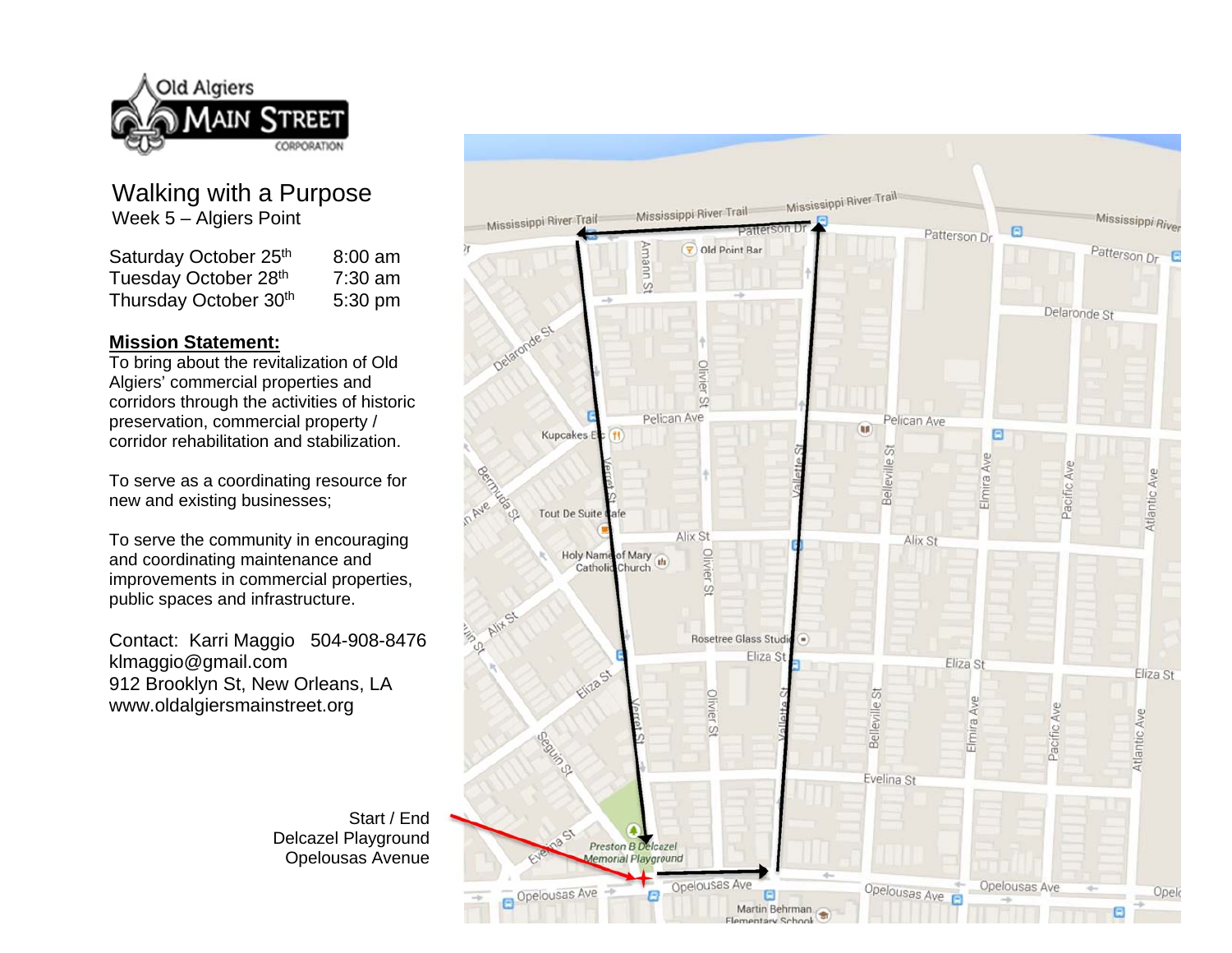Old Algiers MAIN STREET CORPORATION

# Walking with a Purpose

Week 5 – Algiers Point

| | |
|---|---|
| Saturday October 25th | 8:00 am |
| Tuesday October 28th | 7:30 am |
| Thursday October 30th | 5:30 pm |

**Mission Statement:**

To bring about the revitalization of Old Algiers' commercial properties and corridors through the activities of historic preservation, commercial property / corridor rehabilitation and stabilization.

To serve as a coordinating resource for new and existing businesses;

To serve the community in encouraging and coordinating maintenance and improvements in commercial properties, public spaces and infrastructure.

Contact: Karri Maggio 504-908-8476
klmaggio@gmail.com
912 Brooklyn St, New Orleans, LA
www.oldalgiersmainstreet.org

Start / End
Delcazel Playground
Opelousas Avenue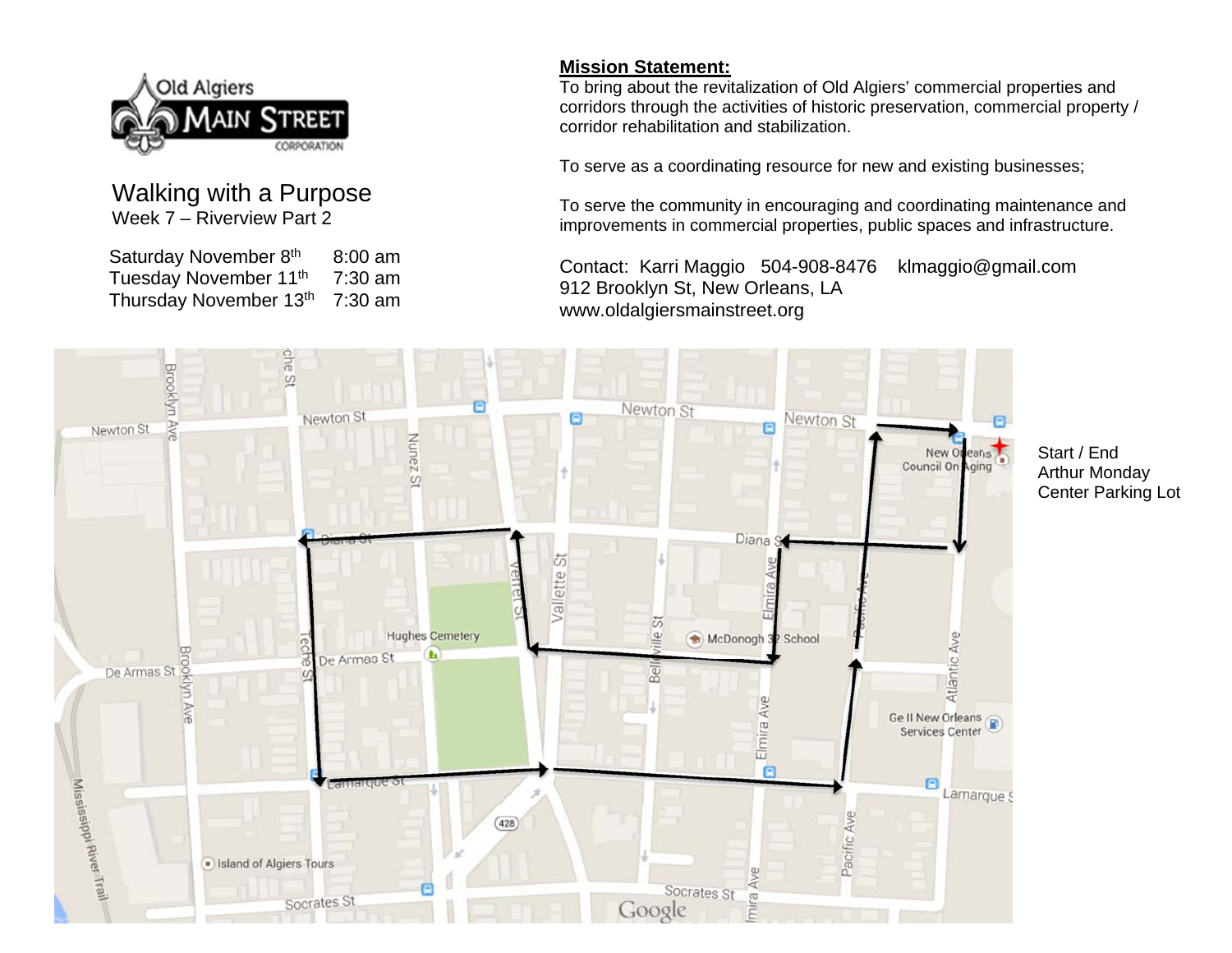Old Algiers MAIN STREET CORPORATION

## Walking with a Purpose

Week 7 – Riverview Part 2

| | |
|---|---|
| Saturday November 8th | 8:00 am |
| Tuesday November 11th | 7:30 am |
| Thursday November 13th | 7:30 am |

**Mission Statement:**

To bring about the revitalization of Old Algiers' commercial properties and corridors through the activities of historic preservation, commercial property / corridor rehabilitation and stabilization.

To serve as a coordinating resource for new and existing businesses;

To serve the community in encouraging and coordinating maintenance and improvements in commercial properties, public spaces and infrastructure.

Contact: Karri Maggio 504-908-8476 klmaggio@gmail.com
912 Brooklyn St, New Orleans, LA
www.oldalgiersmainstreet.org

Start / End
Arthur Monday
Center Parking Lot